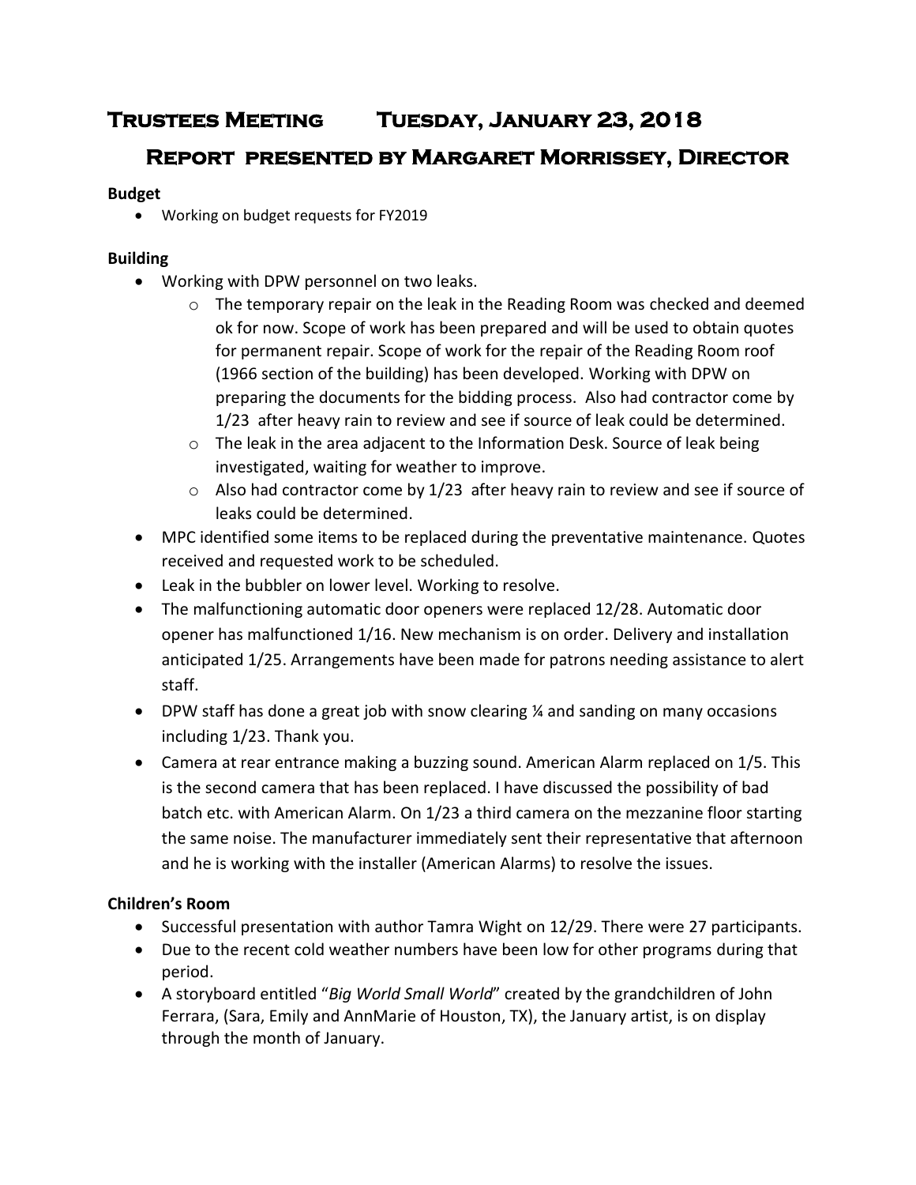# Trustees Meeting Tuesday, January 23, 2018

## Report presented by Margaret Morrissey, Director

**Budget**

- Working on budget requests for FY2019

**Building**

- Working with DPW personnel on two leaks.
  - The temporary repair on the leak in the Reading Room was checked and deemed ok for now. Scope of work has been prepared and will be used to obtain quotes for permanent repair. Scope of work for the repair of the Reading Room roof (1966 section of the building) has been developed. Working with DPW on preparing the documents for the bidding process. Also had contractor come by 1/23 after heavy rain to review and see if source of leak could be determined.
  - The leak in the area adjacent to the Information Desk. Source of leak being investigated, waiting for weather to improve.
  - Also had contractor come by 1/23 after heavy rain to review and see if source of leaks could be determined.
- MPC identified some items to be replaced during the preventative maintenance. Quotes received and requested work to be scheduled.
- Leak in the bubbler on lower level. Working to resolve.
- The malfunctioning automatic door openers were replaced 12/28. Automatic door opener has malfunctioned 1/16. New mechanism is on order. Delivery and installation anticipated 1/25. Arrangements have been made for patrons needing assistance to alert staff.
- DPW staff has done a great job with snow clearing ¼ and sanding on many occasions including 1/23. Thank you.
- Camera at rear entrance making a buzzing sound. American Alarm replaced on 1/5. This is the second camera that has been replaced. I have discussed the possibility of bad batch etc. with American Alarm. On 1/23 a third camera on the mezzanine floor starting the same noise. The manufacturer immediately sent their representative that afternoon and he is working with the installer (American Alarms) to resolve the issues.

**Children's Room**

- Successful presentation with author Tamra Wight on 12/29. There were 27 participants.
- Due to the recent cold weather numbers have been low for other programs during that period.
- A storyboard entitled "*Big World Small World*" created by the grandchildren of John Ferrara, (Sara, Emily and AnnMarie of Houston, TX), the January artist, is on display through the month of January.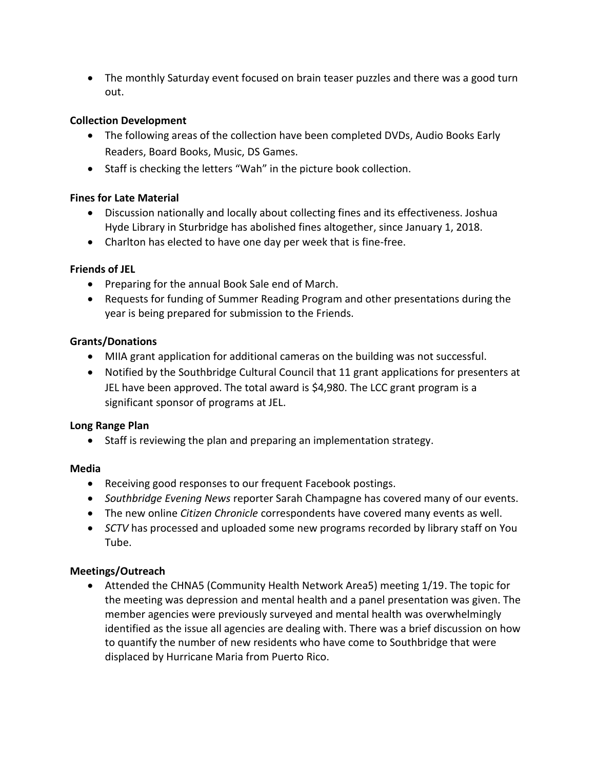- The monthly Saturday event focused on brain teaser puzzles and there was a good turn out.

**Collection Development**

- The following areas of the collection have been completed DVDs, Audio Books Early Readers, Board Books, Music, DS Games.
- Staff is checking the letters "Wah" in the picture book collection.

**Fines for Late Material**

- Discussion nationally and locally about collecting fines and its effectiveness. Joshua Hyde Library in Sturbridge has abolished fines altogether, since January 1, 2018.
- Charlton has elected to have one day per week that is fine-free.

**Friends of JEL**

- Preparing for the annual Book Sale end of March.
- Requests for funding of Summer Reading Program and other presentations during the year is being prepared for submission to the Friends.

**Grants/Donations**

- MIIA grant application for additional cameras on the building was not successful.
- Notified by the Southbridge Cultural Council that 11 grant applications for presenters at JEL have been approved. The total award is $4,980. The LCC grant program is a significant sponsor of programs at JEL.

**Long Range Plan**

- Staff is reviewing the plan and preparing an implementation strategy.

**Media**

- Receiving good responses to our frequent Facebook postings.
- *Southbridge Evening News* reporter Sarah Champagne has covered many of our events.
- The new online *Citizen Chronicle* correspondents have covered many events as well.
- *SCTV* has processed and uploaded some new programs recorded by library staff on You Tube.

**Meetings/Outreach**

- Attended the CHNA5 (Community Health Network Area5) meeting 1/19. The topic for the meeting was depression and mental health and a panel presentation was given. The member agencies were previously surveyed and mental health was overwhelmingly identified as the issue all agencies are dealing with. There was a brief discussion on how to quantify the number of new residents who have come to Southbridge that were displaced by Hurricane Maria from Puerto Rico.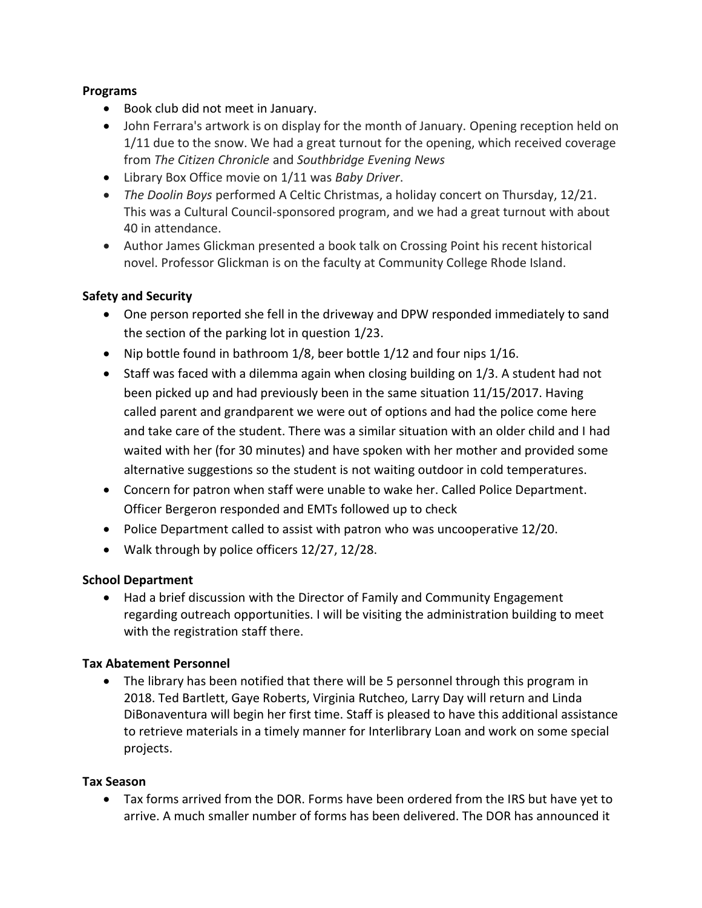**Programs**

- Book club did not meet in January.
- John Ferrara's artwork is on display for the month of January. Opening reception held on 1/11 due to the snow. We had a great turnout for the opening, which received coverage from *The Citizen Chronicle* and *Southbridge Evening News*
- Library Box Office movie on 1/11 was *Baby Driver*.
- *The Doolin Boys* performed A Celtic Christmas, a holiday concert on Thursday, 12/21. This was a Cultural Council-sponsored program, and we had a great turnout with about 40 in attendance.
- Author James Glickman presented a book talk on Crossing Point his recent historical novel. Professor Glickman is on the faculty at Community College Rhode Island.

**Safety and Security**

- One person reported she fell in the driveway and DPW responded immediately to sand the section of the parking lot in question 1/23.
- Nip bottle found in bathroom 1/8, beer bottle 1/12 and four nips 1/16.
- Staff was faced with a dilemma again when closing building on 1/3. A student had not been picked up and had previously been in the same situation 11/15/2017. Having called parent and grandparent we were out of options and had the police come here and take care of the student. There was a similar situation with an older child and I had waited with her (for 30 minutes) and have spoken with her mother and provided some alternative suggestions so the student is not waiting outdoor in cold temperatures.
- Concern for patron when staff were unable to wake her. Called Police Department. Officer Bergeron responded and EMTs followed up to check
- Police Department called to assist with patron who was uncooperative 12/20.
- Walk through by police officers 12/27, 12/28.

**School Department**

- Had a brief discussion with the Director of Family and Community Engagement regarding outreach opportunities. I will be visiting the administration building to meet with the registration staff there.

**Tax Abatement Personnel**

- The library has been notified that there will be 5 personnel through this program in 2018. Ted Bartlett, Gaye Roberts, Virginia Rutcheo, Larry Day will return and Linda DiBonaventura will begin her first time. Staff is pleased to have this additional assistance to retrieve materials in a timely manner for Interlibrary Loan and work on some special projects.

**Tax Season**

- Tax forms arrived from the DOR. Forms have been ordered from the IRS but have yet to arrive. A much smaller number of forms has been delivered. The DOR has announced it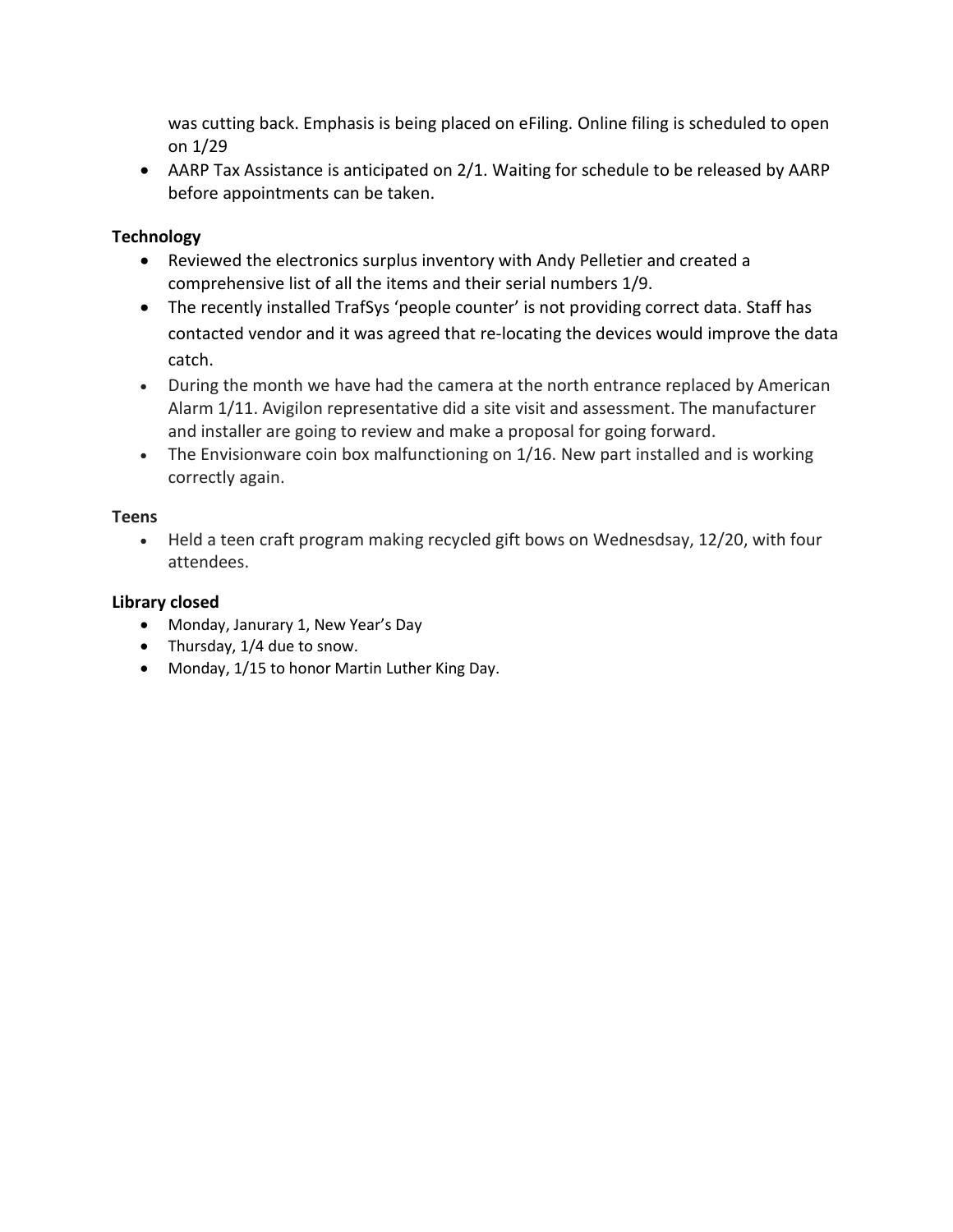was cutting back. Emphasis is being placed on eFiling. Online filing is scheduled to open on 1/29

- AARP Tax Assistance is anticipated on 2/1. Waiting for schedule to be released by AARP before appointments can be taken.

**Technology**

- Reviewed the electronics surplus inventory with Andy Pelletier and created a comprehensive list of all the items and their serial numbers 1/9.
- The recently installed TrafSys 'people counter' is not providing correct data. Staff has contacted vendor and it was agreed that re-locating the devices would improve the data catch.
- During the month we have had the camera at the north entrance replaced by American Alarm 1/11. Avigilon representative did a site visit and assessment. The manufacturer and installer are going to review and make a proposal for going forward.
- The Envisionware coin box malfunctioning on 1/16. New part installed and is working correctly again.

**Teens**

- Held a teen craft program making recycled gift bows on Wednesdsay, 12/20, with four attendees.

**Library closed**

- Monday, Janurary 1, New Year's Day
- Thursday, 1/4 due to snow.
- Monday, 1/15 to honor Martin Luther King Day.